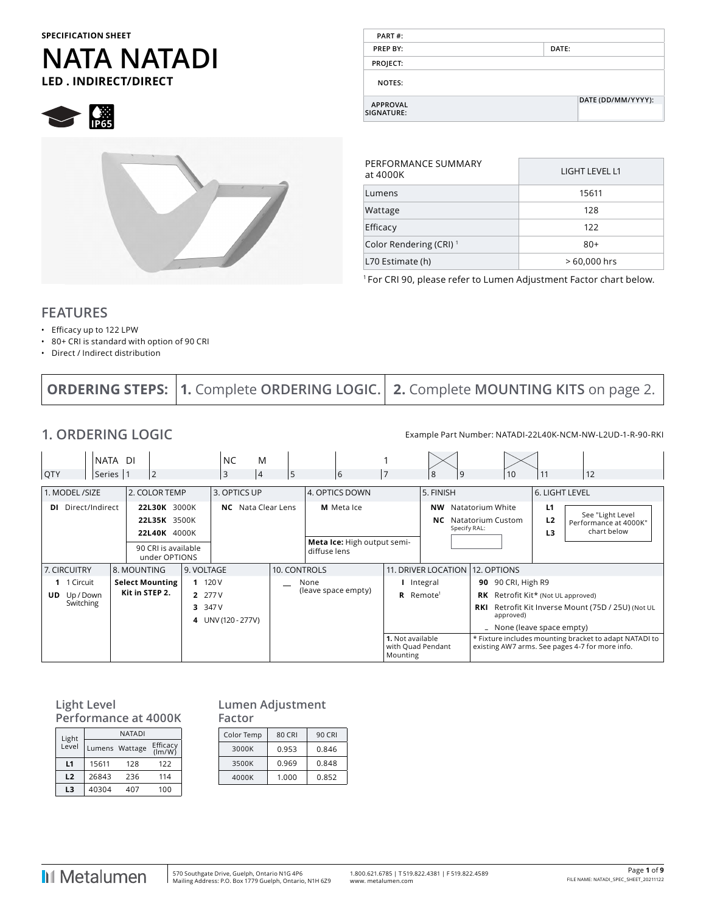SPECIFICATION SHEET

# NATA NATADI

**LED . INDIRECT/DIRECT**

| PART #: | |
|---|---|
| PREP BY: | DATE: |
| PROJECT: | |
| NOTES: | |
| APPROVAL SIGNATURE: | DATE (DD/MM/YYYY): |

| PERFORMANCE SUMMARY at 4000K | LIGHT LEVEL L1 |
|---|---|
| Lumens | 15611 |
| Wattage | 128 |
| Efficacy | 122 |
| Color Rendering (CRI) [1] | 80+ |
| L70 Estimate (h) | > 60,000 hrs |

[1] For CRI 90, please refer to Lumen Adjustment Factor chart below.

## FEATURES

- Efficacy up to 122 LPW
- 80+ CRI is standard with option of 90 CRI
- Direct / Indirect distribution

**ORDERING STEPS:** **1.** Complete **ORDERING LOGIC.** **2.** Complete **MOUNTING KITS** on page 2.

## 1. ORDERING LOGIC

Example Part Number: NATADI-22L40K-NCM-NW-L2UD-1-R-90-RKI

| QTY | Series | 1 | 2 | 3 | 4 | 5 | 6 | 7 | 8 | 9 | 10 | 11 | 12 |
|---|---|---|---|---|---|---|---|---|---|---|---|---|---|
| | NATA | DI | | NC | M | | | 1 | | | | | |

| 1. MODEL /SIZE | 2. COLOR TEMP | 3. OPTICS UP | 4. OPTICS DOWN | 5. FINISH | 6. LIGHT LEVEL |
|---|---|---|---|---|---|
| **DI** Direct/Indirect | **22L30K** 3000K<br>**22L35K** 3500K<br>**22L40K** 4000K<br>90 CRI is available under OPTIONS | **NC** Nata Clear Lens | **M** Meta Ice<br>**Meta Ice:** High output semi-diffuse lens | **NW** Natatorium White<br>**NC** Natatorium Custom Specify RAL: | **L1**<br>**L2**<br>**L3**<br>See "Light Level Performance at 4000K" chart below |

| 7. CIRCUITRY | 8. MOUNTING | 9. VOLTAGE | 10. CONTROLS | 11. DRIVER LOCATION | 12. OPTIONS |
|---|---|---|---|---|---|
| **1** 1 Circuit<br>**UD** Up / Down Switching | **Select Mounting Kit in STEP 2.** | **1** 120 V<br>**2** 277 V<br>**3** 347 V<br>**4** UNV (120 - 277V) | __ None (leave space empty) | **I** Integral<br>**R** Remote[1]<br>**1.** Not available with Quad Pendant Mounting | **90** 90 CRI, High R9<br>**RK** Retrofit Kit* (Not UL approved)<br>**RKI** Retrofit Kit Inverse Mount (75D / 25U) (Not UL approved)<br>_ None (leave space empty)<br>* Fixture includes mounting bracket to adapt NATADI to existing AW7 arms. See pages 4-7 for more info. |

### Light Level Performance at 4000K

| Light Level | NATADI | | |
|---|---|---|---|
| | Lumens | Wattage | Efficacy (lm/W) |
| **L1** | 15611 | 128 | 122 |
| **L2** | 26843 | 236 | 114 |
| **L3** | 40304 | 407 | 100 |

### Lumen Adjustment Factor

| Color Temp | 80 CRI | 90 CRI |
|---|---|---|
| 3000K | 0.953 | 0.846 |
| 3500K | 0.969 | 0.848 |
| 4000K | 1.000 | 0.852 |

Metalumen | 570 Southgate Drive, Guelph, Ontario N1G 4P6 | Mailing Address: P.O. Box 1779 Guelph, Ontario, N1H 6Z9 | 1.800.621.6785 | T 519.822.4381 | F 519.822.4589 | www. metalumen.com

FILE NAME: NATADI_SPEC_SHEET_20211122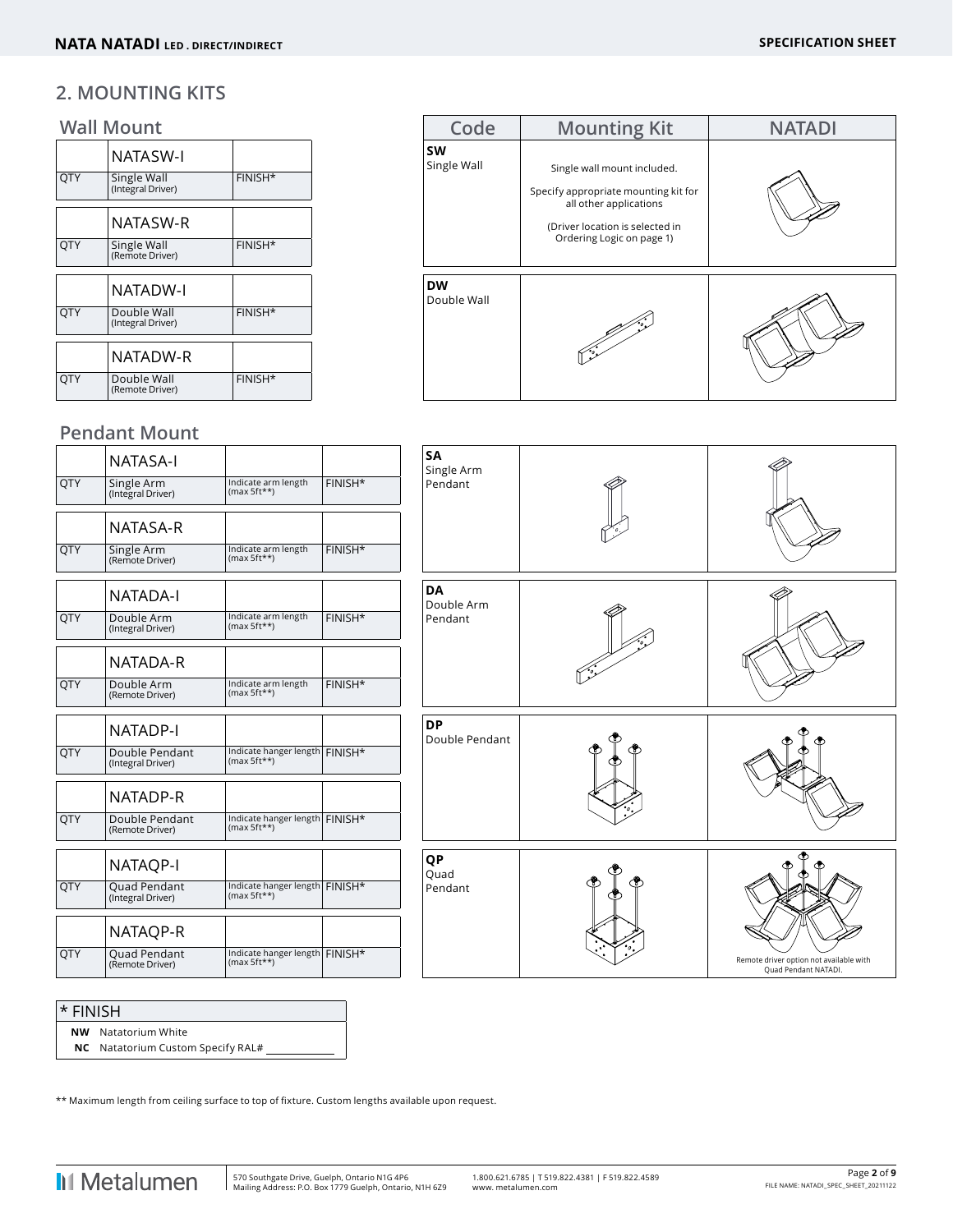## 2. MOUNTING KITS

### Wall Mount

| | NATASW-I | |
|---|---|---|
| QTY | Single Wall (Integral Driver) | FINISH* |

| | NATASW-R | |
|---|---|---|
| QTY | Single Wall (Remote Driver) | FINISH* |

| | NATADW-I | |
|---|---|---|
| QTY | Double Wall (Integral Driver) | FINISH* |

| | NATADW-R | |
|---|---|---|
| QTY | Double Wall (Remote Driver) | FINISH* |

### Pendant Mount

| | NATASA-I | | |
|---|---|---|---|
| QTY | Single Arm (Integral Driver) | Indicate arm length (max 5ft**) | FINISH* |

| | NATASA-R | | |
|---|---|---|---|
| QTY | Single Arm (Remote Driver) | Indicate arm length (max 5ft**) | FINISH* |

| | NATADA-I | | |
|---|---|---|---|
| QTY | Double Arm (Integral Driver) | Indicate arm length (max 5ft**) | FINISH* |

| | NATADA-R | | |
|---|---|---|---|
| QTY | Double Arm (Remote Driver) | Indicate arm length (max 5ft**) | FINISH* |

| | NATADP-I | | |
|---|---|---|---|
| QTY | Double Pendant (Integral Driver) | Indicate hanger length (max 5ft**) | FINISH* |

| | NATADP-R | | |
|---|---|---|---|
| QTY | Double Pendant (Remote Driver) | Indicate hanger length (max 5ft**) | FINISH* |

| | NATAQP-I | | |
|---|---|---|---|
| QTY | Quad Pendant (Integral Driver) | Indicate hanger length (max 5ft**) | FINISH* |

| | NATAQP-R | | |
|---|---|---|---|
| QTY | Quad Pendant (Remote Driver) | Indicate hanger length (max 5ft**) | FINISH* |

| Code | Mounting Kit | NATADI |
|---|---|---|
| **SW** Single Wall | Single wall mount included. Specify appropriate mounting kit for all other applications (Driver location is selected in Ordering Logic on page 1) | |
| **DW** Double Wall | | |
| **SA** Single Arm Pendant | | |
| **DA** Double Arm Pendant | | |
| **DP** Double Pendant | | |
| **QP** Quad Pendant | | Remote driver option not available with Quad Pendant NATADI. |

| * FINISH | |
|---|---|
| **NW** | Natatorium White |
| **NC** | Natatorium Custom Specify RAL# ____________ |

** Maximum length from ceiling surface to top of fixture. Custom lengths available upon request.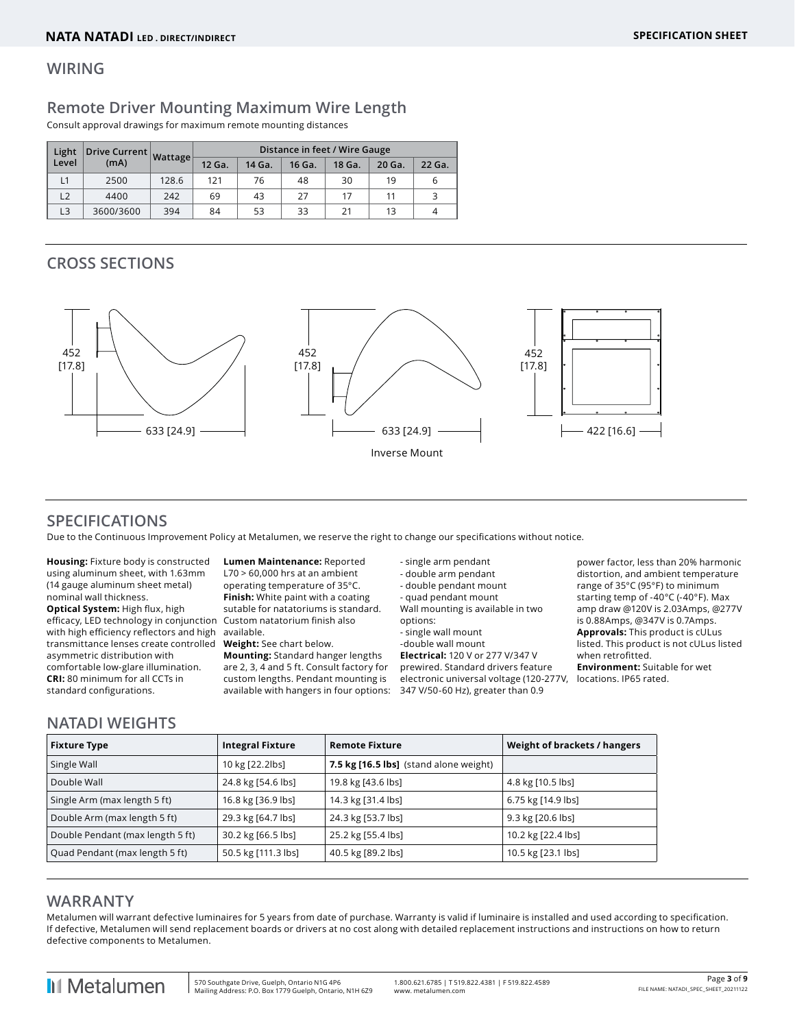## WIRING

### Remote Driver Mounting Maximum Wire Length

Consult approval drawings for maximum remote mounting distances

| Light Level | Drive Current (mA) | Wattage | Distance in feet / Wire Gauge | | | | | |
|---|---|---|---|---|---|---|---|---|
| | | | 12 Ga. | 14 Ga. | 16 Ga. | 18 Ga. | 20 Ga. | 22 Ga. |
| L1 | 2500 | 128.6 | 121 | 76 | 48 | 30 | 19 | 6 |
| L2 | 4400 | 242 | 69 | 43 | 27 | 17 | 11 | 3 |
| L3 | 3600/3600 | 394 | 84 | 53 | 33 | 21 | 13 | 4 |

## CROSS SECTIONS

452 [17.8]

633 [24.9]

452 [17.8]

633 [24.9]

Inverse Mount

452 [17.8]

422 [16.6]

## SPECIFICATIONS

Due to the Continuous Improvement Policy at Metalumen, we reserve the right to change our specifications without notice.

**Housing:** Fixture body is constructed using aluminum sheet, with 1.63mm (14 gauge aluminum sheet metal) nominal wall thickness.
**Optical System:** High flux, high efficacy, LED technology in conjunction with high efficiency reflectors and high transmittance lenses create controlled asymmetric distribution with comfortable low-glare illumination.
**CRI:** 80 minimum for all CCTs in standard configurations.
**Lumen Maintenance:** Reported L70 > 60,000 hrs at an ambient operating temperature of 35°C.
**Finish:** White paint with a coating sutable for natatoriums is standard. Custom natatorium finish also available.
**Weight:** See chart below.
**Mounting:** Standard hanger lengths are 2, 3, 4 and 5 ft. Consult factory for custom lengths. Pendant mounting is available with hangers in four options:
- single arm pendant
- double arm pendant
- double pendant mount
- quad pendant mount

Wall mounting is available in two options:
- single wall mount
- double wall mount

**Electrical:** 120 V or 277 V/347 V prewired. Standard drivers feature electronic universal voltage (120-277V, 347 V/50-60 Hz), greater than 0.9 power factor, less than 20% harmonic distortion, and ambient temperature range of 35°C (95°F) to minimum starting temp of -40°C (-40°F). Max amp draw @120V is 2.03Amps, @277V is 0.88Amps, @347V is 0.7Amps.
**Approvals:** This product is cULus listed. This product is not cULus listed when retrofitted.
**Environment:** Suitable for wet locations. IP65 rated.

## NATADI WEIGHTS

| Fixture Type | Integral Fixture | Remote Fixture | Weight of brackets / hangers |
|---|---|---|---|
| Single Wall | 10 kg [22.2lbs] | **7.5 kg [16.5 lbs]** (stand alone weight) | |
| Double Wall | 24.8 kg [54.6 lbs] | 19.8 kg [43.6 lbs] | 4.8 kg [10.5 lbs] |
| Single Arm (max length 5 ft) | 16.8 kg [36.9 lbs] | 14.3 kg [31.4 lbs] | 6.75 kg [14.9 lbs] |
| Double Arm (max length 5 ft) | 29.3 kg [64.7 lbs] | 24.3 kg [53.7 lbs] | 9.3 kg [20.6 lbs] |
| Double Pendant (max length 5 ft) | 30.2 kg [66.5 lbs] | 25.2 kg [55.4 lbs] | 10.2 kg [22.4 lbs] |
| Quad Pendant (max length 5 ft) | 50.5 kg [111.3 lbs] | 40.5 kg [89.2 lbs] | 10.5 kg [23.1 lbs] |

## WARRANTY

Metalumen will warrant defective luminaires for 5 years from date of purchase. Warranty is valid if luminaire is installed and used according to specification. If defective, Metalumen will send replacement boards or drivers at no cost along with detailed replacement instructions and instructions on how to return defective components to Metalumen.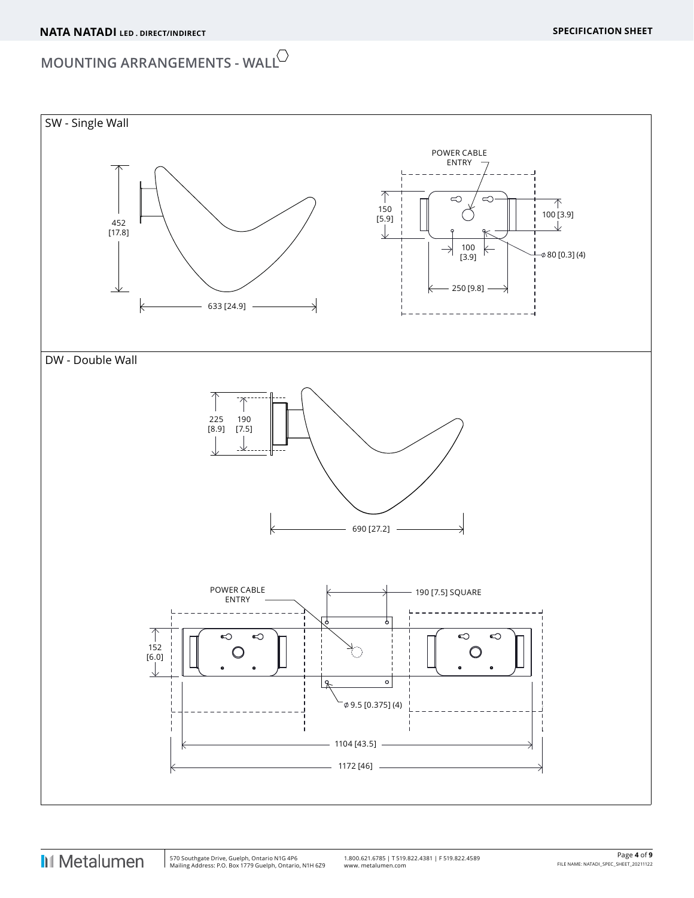## MOUNTING ARRANGEMENTS - WALL

### SW - Single Wall

452 [17.8]

633 [24.9]

POWER CABLE ENTRY

150 [5.9]

100 [3.9]

100 [3.9]

ϕ 80 [0.3] (4)

250 [9.8]

### DW - Double Wall

225 [8.9]

190 [7.5]

690 [27.2]

POWER CABLE ENTRY

190 [7.5] SQUARE

152 [6.0]

ϕ 9.5 [0.375] (4)

1104 [43.5]

1172 [46]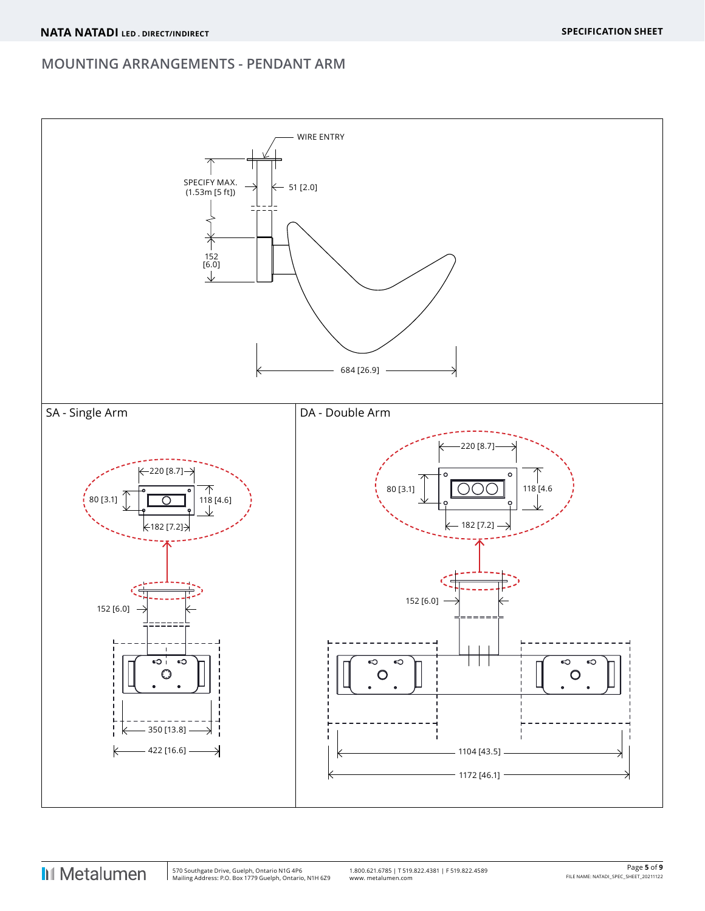## MOUNTING ARRANGEMENTS - PENDANT ARM

WIRE ENTRY

SPECIFY MAX. (1.53m [5 ft])

51 [2.0]

152 [6.0]

684 [26.9]

### SA - Single Arm

220 [8.7]

80 [3.1]

118 [4.6]

182 [7.2]

152 [6.0]

350 [13.8]

422 [16.6]

### DA - Double Arm

220 [8.7]

80 [3.1]

118 [4.6

182 [7.2]

152 [6.0]

1104 [43.5]

1172 [46.1]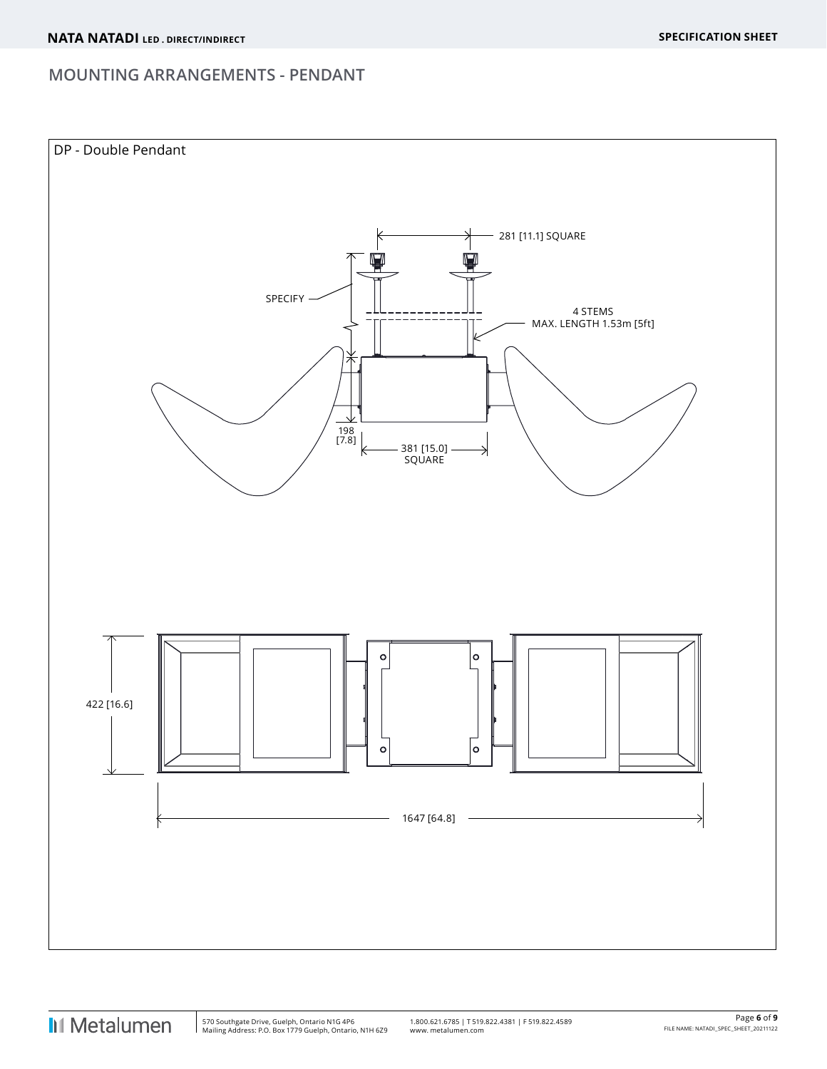## MOUNTING ARRANGEMENTS - PENDANT

DP - Double Pendant

281 [11.1] SQUARE

SPECIFY

4 STEMS
MAX. LENGTH 1.53m [5ft]

198
[7.8]

381 [15.0]
SQUARE

422 [16.6]

1647 [64.8]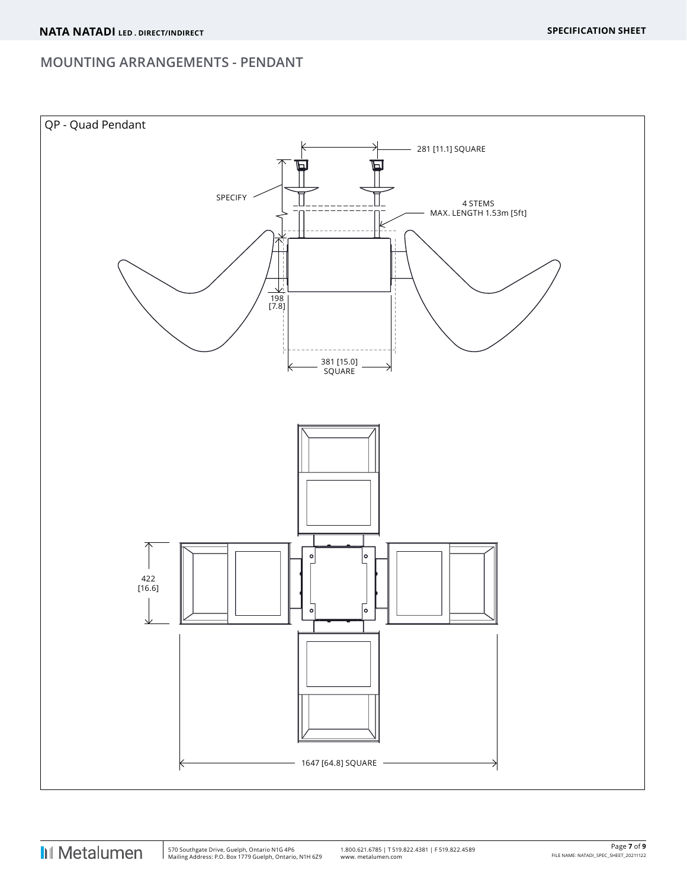## MOUNTING ARRANGEMENTS - PENDANT

QP - Quad Pendant

281 [11.1] SQUARE

SPECIFY

4 STEMS
MAX. LENGTH 1.53m [5ft]

198
[7.8]

381 [15.0]
SQUARE

422
[16.6]

1647 [64.8] SQUARE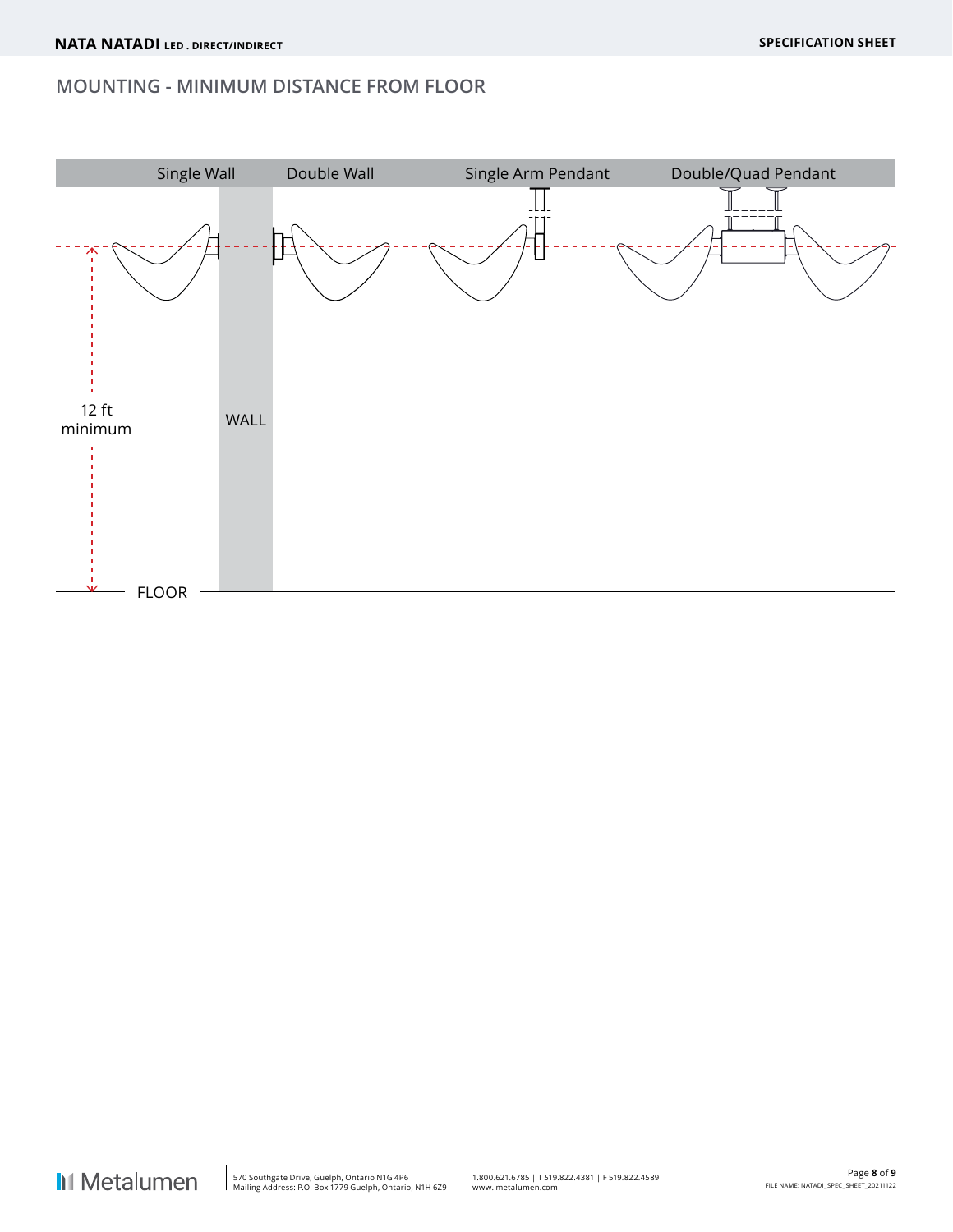## MOUNTING - MINIMUM DISTANCE FROM FLOOR

Single Wall | Double Wall | Single Arm Pendant | Double/Quad Pendant

12 ft minimum

WALL

FLOOR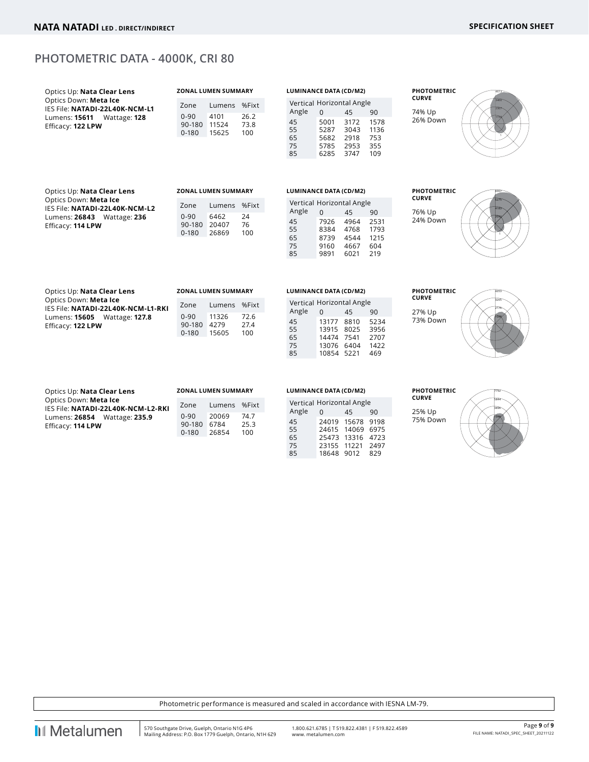## PHOTOMETRIC DATA - 4000K, CRI 80

Optics Up: **Nata Clear Lens**
Optics Down: **Meta Ice**
IES File: **NATADI-22L40K-NCM-L1**
Lumens: **15611** Wattage: **128**
Efficacy: **122 LPW**

**ZONAL LUMEN SUMMARY**

| Zone | Lumens | %Fixt |
|---|---|---|
| 0-90 | 4101 | 26.2 |
| 90-180 | 11524 | 73.8 |
| 0-180 | 15625 | 100 |

**LUMINANCE DATA (CD/M2)**

| Vertical Angle | Horizontal Angle 0 | 45 | 90 |
|---|---|---|---|
| 45 | 5001 | 3172 | 1578 |
| 55 | 5287 | 3043 | 1136 |
| 65 | 5682 | 2918 | 753 |
| 75 | 5785 | 2953 | 355 |
| 85 | 6285 | 3747 | 109 |

**PHOTOMETRIC CURVE**

74% Up
26% Down

Optics Up: **Nata Clear Lens**
Optics Down: **Meta Ice**
IES File: **NATADI-22L40K-NCM-L2**
Lumens: **26843** Wattage: **236**
Efficacy: **114 LPW**

**ZONAL LUMEN SUMMARY**

| Zone | Lumens | %Fixt |
|---|---|---|
| 0-90 | 6462 | 24 |
| 90-180 | 20407 | 76 |
| 0-180 | 26869 | 100 |

**LUMINANCE DATA (CD/M2)**

| Vertical Angle | Horizontal Angle 0 | 45 | 90 |
|---|---|---|---|
| 45 | 7926 | 4964 | 2531 |
| 55 | 8384 | 4768 | 1793 |
| 65 | 8739 | 4544 | 1215 |
| 75 | 9160 | 4667 | 604 |
| 85 | 9891 | 6021 | 219 |

**PHOTOMETRIC CURVE**

76% Up
24% Down

Optics Up: **Nata Clear Lens**
Optics Down: **Meta Ice**
IES File: **NATADI-22L40K-NCM-L1-RKI**
Lumens: **15605** Wattage: **127.8**
Efficacy: **122 LPW**

**ZONAL LUMEN SUMMARY**

| Zone | Lumens | %Fixt |
|---|---|---|
| 0-90 | 11326 | 72.6 |
| 90-180 | 4279 | 27.4 |
| 0-180 | 15605 | 100 |

**LUMINANCE DATA (CD/M2)**

| Vertical Angle | Horizontal Angle 0 | 45 | 90 |
|---|---|---|---|
| 45 | 13177 | 8810 | 5234 |
| 55 | 13915 | 8025 | 3956 |
| 65 | 14474 | 7541 | 2707 |
| 75 | 13076 | 6404 | 1422 |
| 85 | 10854 | 5221 | 469 |

**PHOTOMETRIC CURVE**

27% Up
73% Down

Optics Up: **Nata Clear Lens**
Optics Down: **Meta Ice**
IES File: **NATADI-22L40K-NCM-L2-RKI**
Lumens: **26854** Wattage: **235.9**
Efficacy: **114 LPW**

**ZONAL LUMEN SUMMARY**

| Zone | Lumens | %Fixt |
|---|---|---|
| 0-90 | 20069 | 74.7 |
| 90-180 | 6784 | 25.3 |
| 0-180 | 26854 | 100 |

**LUMINANCE DATA (CD/M2)**

| Vertical Angle | Horizontal Angle 0 | 45 | 90 |
|---|---|---|---|
| 45 | 24019 | 15678 | 9198 |
| 55 | 24615 | 14069 | 6975 |
| 65 | 25473 | 13316 | 4723 |
| 75 | 23155 | 11221 | 2497 |
| 85 | 18648 | 9012 | 829 |

**PHOTOMETRIC CURVE**

25% Up
75% Down

Photometric performance is measured and scaled in accordance with IESNA LM-79.